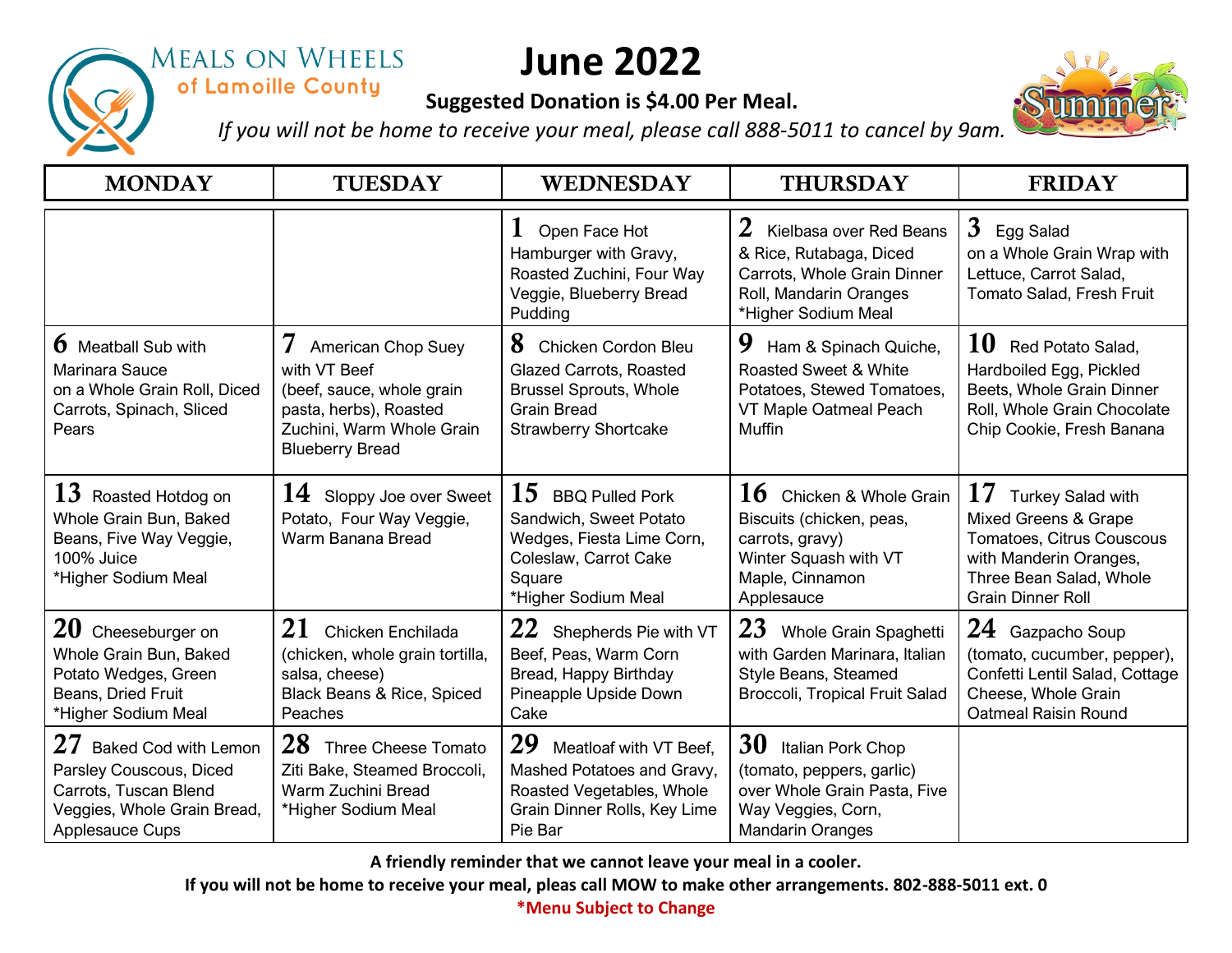MEALS ON WHEELS of Lamoille County

# June 2022

**Suggested Donation is $4.00 Per Meal.**

*If you will not be home to receive your meal, please call 888-5011 to cancel by 9am.*

| MONDAY | TUESDAY | WEDNESDAY | THURSDAY | FRIDAY |
|---|---|---|---|---|
| | | **1** Open Face Hot Hamburger with Gravy, Roasted Zuchini, Four Way Veggie, Blueberry Bread Pudding | **2** Kielbasa over Red Beans & Rice, Rutabaga, Diced Carrots, Whole Grain Dinner Roll, Mandarin Oranges *Higher Sodium Meal | **3** Egg Salad on a Whole Grain Wrap with Lettuce, Carrot Salad, Tomato Salad, Fresh Fruit |
| **6** Meatball Sub with Marinara Sauce on a Whole Grain Roll, Diced Carrots, Spinach, Sliced Pears | **7** American Chop Suey with VT Beef (beef, sauce, whole grain pasta, herbs), Roasted Zuchini, Warm Whole Grain Blueberry Bread | **8** Chicken Cordon Bleu Glazed Carrots, Roasted Brussel Sprouts, Whole Grain Bread Strawberry Shortcake | **9** Ham & Spinach Quiche, Roasted Sweet & White Potatoes, Stewed Tomatoes, VT Maple Oatmeal Peach Muffin | **10** Red Potato Salad, Hardboiled Egg, Pickled Beets, Whole Grain Dinner Roll, Whole Grain Chocolate Chip Cookie, Fresh Banana |
| **13** Roasted Hotdog on Whole Grain Bun, Baked Beans, Five Way Veggie, 100% Juice *Higher Sodium Meal | **14** Sloppy Joe over Sweet Potato, Four Way Veggie, Warm Banana Bread | **15** BBQ Pulled Pork Sandwich, Sweet Potato Wedges, Fiesta Lime Corn, Coleslaw, Carrot Cake Square *Higher Sodium Meal | **16** Chicken & Whole Grain Biscuits (chicken, peas, carrots, gravy) Winter Squash with VT Maple, Cinnamon Applesauce | **17** Turkey Salad with Mixed Greens & Grape Tomatoes, Citrus Couscous with Manderin Oranges, Three Bean Salad, Whole Grain Dinner Roll |
| **20** Cheeseburger on Whole Grain Bun, Baked Potato Wedges, Green Beans, Dried Fruit *Higher Sodium Meal | **21** Chicken Enchilada (chicken, whole grain tortilla, salsa, cheese) Black Beans & Rice, Spiced Peaches | **22** Shepherds Pie with VT Beef, Peas, Warm Corn Bread, Happy Birthday Pineapple Upside Down Cake | **23** Whole Grain Spaghetti with Garden Marinara, Italian Style Beans, Steamed Broccoli, Tropical Fruit Salad | **24** Gazpacho Soup (tomato, cucumber, pepper), Confetti Lentil Salad, Cottage Cheese, Whole Grain Oatmeal Raisin Round |
| **27** Baked Cod with Lemon Parsley Couscous, Diced Carrots, Tuscan Blend Veggies, Whole Grain Bread, Applesauce Cups | **28** Three Cheese Tomato Ziti Bake, Steamed Broccoli, Warm Zuchini Bread *Higher Sodium Meal | **29** Meatloaf with VT Beef, Mashed Potatoes and Gravy, Roasted Vegetables, Whole Grain Dinner Rolls, Key Lime Pie Bar | **30** Italian Pork Chop (tomato, peppers, garlic) over Whole Grain Pasta, Five Way Veggies, Corn, Mandarin Oranges | |

**A friendly reminder that we cannot leave your meal in a cooler.**

**If you will not be home to receive your meal, pleas call MOW to make other arrangements. 802-888-5011 ext. 0**

**\*Menu Subject to Change**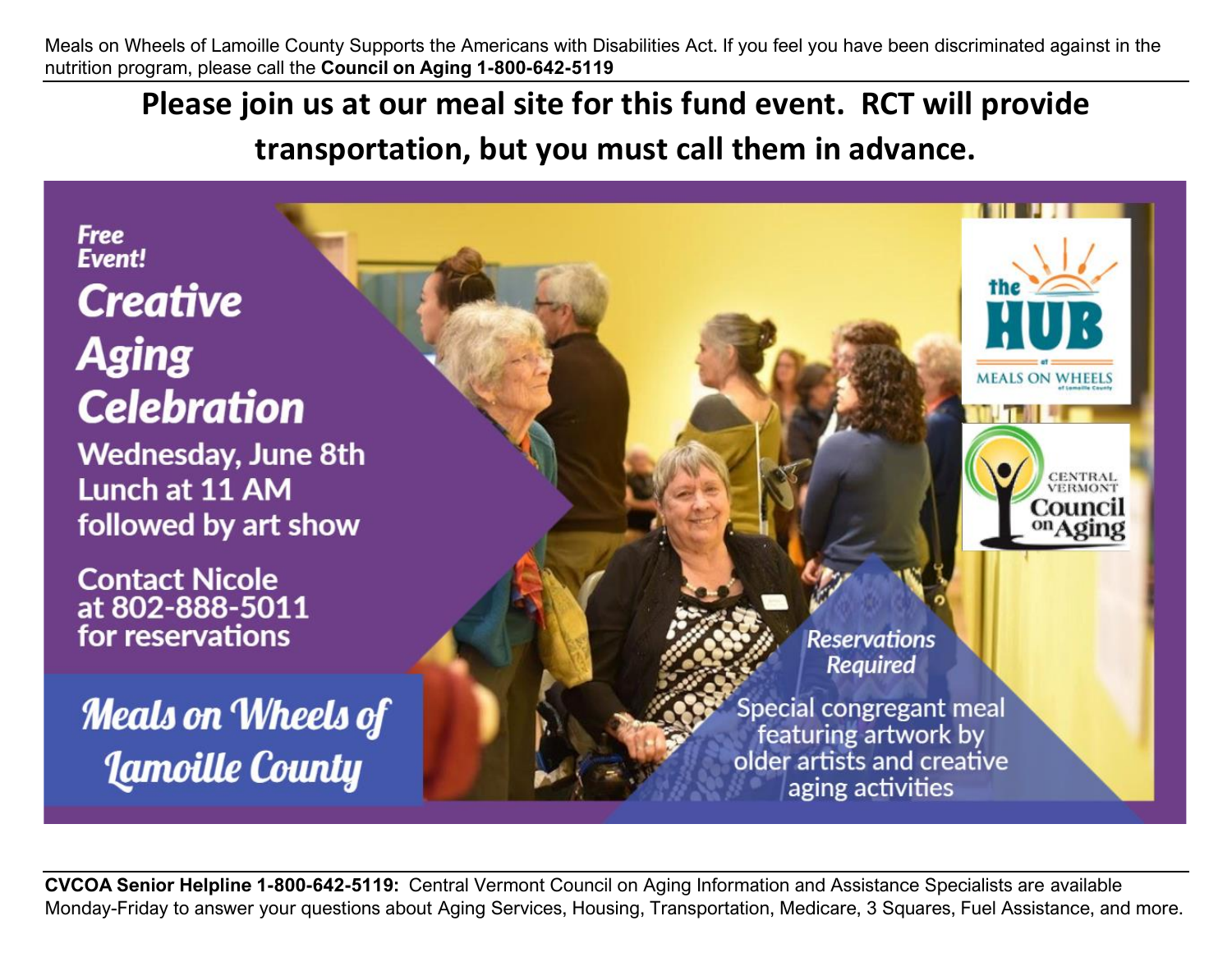Meals on Wheels of Lamoille County Supports the Americans with Disabilities Act. If you feel you have been discriminated against in the nutrition program, please call the **Council on Aging 1-800-642-5119**

## Please join us at our meal site for this fund event. RCT will provide transportation, but you must call them in advance.

*Free Event!*

# *Creative Aging Celebration*

Wednesday, June 8th
Lunch at 11 AM
followed by art show

Contact Nicole
at 802-888-5011
for reservations

*Meals on Wheels of Lamoille County*

the HUB at MEALS ON WHEELS of Lamoille County

CENTRAL VERMONT Council on Aging

*Reservations Required*

Special congregant meal featuring artwork by older artists and creative aging activities

**CVCOA Senior Helpline 1-800-642-5119:** Central Vermont Council on Aging Information and Assistance Specialists are available Monday-Friday to answer your questions about Aging Services, Housing, Transportation, Medicare, 3 Squares, Fuel Assistance, and more.